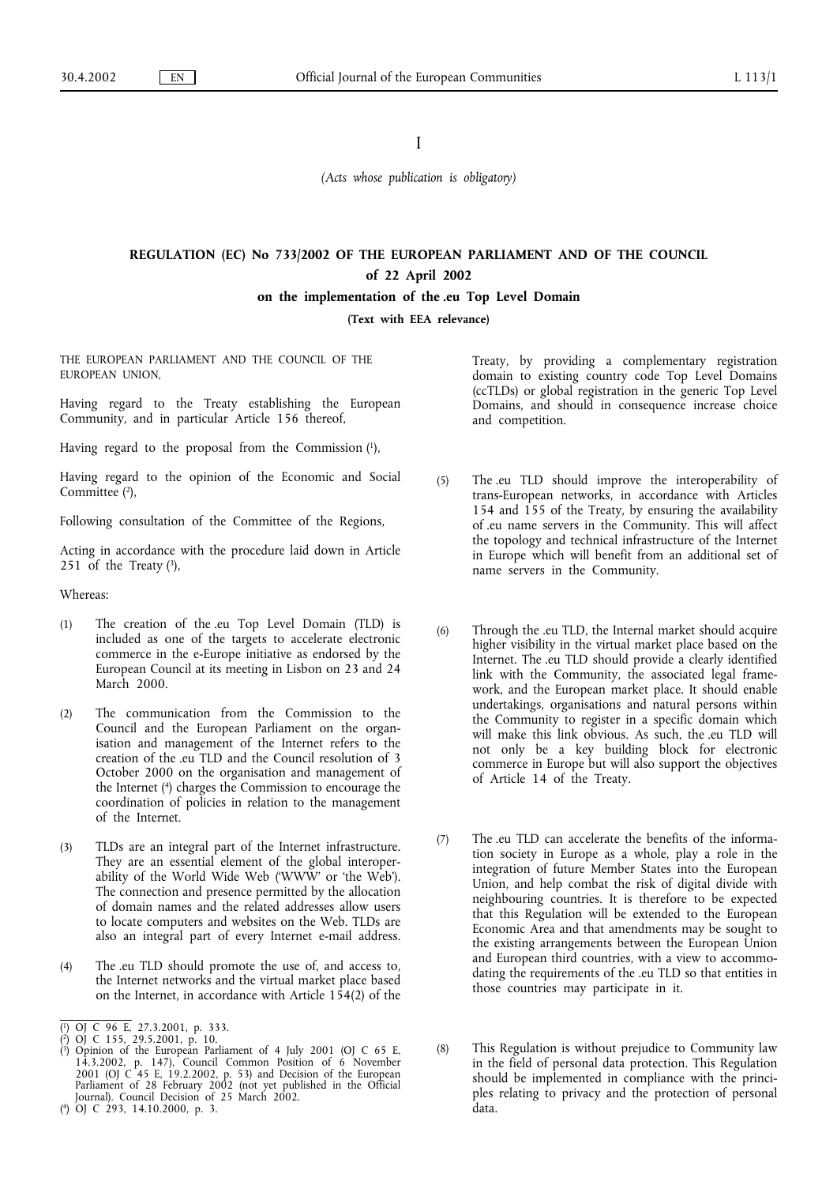I

*(Acts whose publication is obligatory)*

# REGULATION (EC) No 733/2002 OF THE EUROPEAN PARLIAMENT AND OF THE COUNCIL of 22 April 2002 on the implementation of the .eu Top Level Domain

**(Text with EEA relevance)**

THE EUROPEAN PARLIAMENT AND THE COUNCIL OF THE EUROPEAN UNION,

Having regard to the Treaty establishing the European Community, and in particular Article 156 thereof,

Having regard to the proposal from the Commission [1],

Having regard to the opinion of the Economic and Social Committee [2],

Following consultation of the Committee of the Regions,

Acting in accordance with the procedure laid down in Article 251 of the Treaty [3],

Whereas:

(1) The creation of the .eu Top Level Domain (TLD) is included as one of the targets to accelerate electronic commerce in the e-Europe initiative as endorsed by the European Council at its meeting in Lisbon on 23 and 24 March 2000.

(2) The communication from the Commission to the Council and the European Parliament on the organisation and management of the Internet refers to the creation of the .eu TLD and the Council resolution of 3 October 2000 on the organisation and management of the Internet [4] charges the Commission to encourage the coordination of policies in relation to the management of the Internet.

(3) TLDs are an integral part of the Internet infrastructure. They are an essential element of the global interoperability of the World Wide Web ('WWW' or 'the Web'). The connection and presence permitted by the allocation of domain names and the related addresses allow users to locate computers and websites on the Web. TLDs are also an integral part of every Internet e-mail address.

(4) The .eu TLD should promote the use of, and access to, the Internet networks and the virtual market place based on the Internet, in accordance with Article 154(2) of the Treaty, by providing a complementary registration domain to existing country code Top Level Domains (ccTLDs) or global registration in the generic Top Level Domains, and should in consequence increase choice and competition.

(5) The .eu TLD should improve the interoperability of trans-European networks, in accordance with Articles 154 and 155 of the Treaty, by ensuring the availability of .eu name servers in the Community. This will affect the topology and technical infrastructure of the Internet in Europe which will benefit from an additional set of name servers in the Community.

(6) Through the .eu TLD, the Internal market should acquire higher visibility in the virtual market place based on the Internet. The .eu TLD should provide a clearly identified link with the Community, the associated legal framework, and the European market place. It should enable undertakings, organisations and natural persons within the Community to register in a specific domain which will make this link obvious. As such, the .eu TLD will not only be a key building block for electronic commerce in Europe but will also support the objectives of Article 14 of the Treaty.

(7) The .eu TLD can accelerate the benefits of the information society in Europe as a whole, play a role in the integration of future Member States into the European Union, and help combat the risk of digital divide with neighbouring countries. It is therefore to be expected that this Regulation will be extended to the European Economic Area and that amendments may be sought to the existing arrangements between the European Union and European third countries, with a view to accommodating the requirements of the .eu TLD so that entities in those countries may participate in it.

(8) This Regulation is without prejudice to Community law in the field of personal data protection. This Regulation should be implemented in compliance with the principles relating to privacy and the protection of personal data.

---

[1] OJ C 96 E, 27.3.2001, p. 333.

[2] OJ C 155, 29.5.2001, p. 10.

[3] Opinion of the European Parliament of 4 July 2001 (OJ C 65 E, 14.3.2002, p. 147), Council Common Position of 6 November 2001 (OJ C 45 E, 19.2.2002, p. 53) and Decision of the European Parliament of 28 February 2002 (not yet published in the Official Journal). Council Decision of 25 March 2002.

[4] OJ C 293, 14.10.2000, p. 3.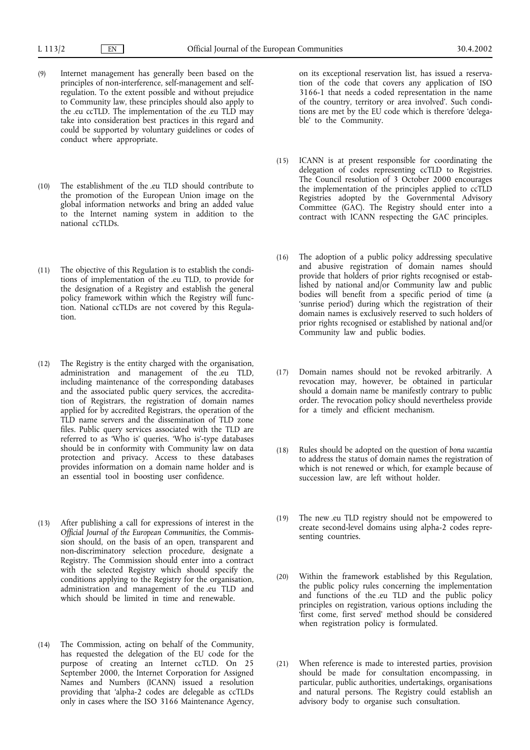(9) Internet management has generally been based on the principles of non-interference, self-management and self-regulation. To the extent possible and without prejudice to Community law, these principles should also apply to the .eu ccTLD. The implementation of the .eu TLD may take into consideration best practices in this regard and could be supported by voluntary guidelines or codes of conduct where appropriate.

(10) The establishment of the .eu TLD should contribute to the promotion of the European Union image on the global information networks and bring an added value to the Internet naming system in addition to the national ccTLDs.

(11) The objective of this Regulation is to establish the conditions of implementation of the .eu TLD, to provide for the designation of a Registry and establish the general policy framework within which the Registry will function. National ccTLDs are not covered by this Regulation.

(12) The Registry is the entity charged with the organisation, administration and management of the .eu TLD, including maintenance of the corresponding databases and the associated public query services, the accreditation of Registrars, the registration of domain names applied for by accredited Registrars, the operation of the TLD name servers and the dissemination of TLD zone files. Public query services associated with the TLD are referred to as 'Who is' queries. 'Who is'-type databases should be in conformity with Community law on data protection and privacy. Access to these databases provides information on a domain name holder and is an essential tool in boosting user confidence.

(13) After publishing a call for expressions of interest in the *Official Journal of the European Communities*, the Commission should, on the basis of an open, transparent and non-discriminatory selection procedure, designate a Registry. The Commission should enter into a contract with the selected Registry which should specify the conditions applying to the Registry for the organisation, administration and management of the .eu TLD and which should be limited in time and renewable.

(14) The Commission, acting on behalf of the Community, has requested the delegation of the EU code for the purpose of creating an Internet ccTLD. On 25 September 2000, the Internet Corporation for Assigned Names and Numbers (ICANN) issued a resolution providing that 'alpha-2 codes are delegable as ccTLDs only in cases where the ISO 3166 Maintenance Agency, on its exceptional reservation list, has issued a reservation of the code that covers any application of ISO 3166-1 that needs a coded representation in the name of the country, territory or area involved'. Such conditions are met by the EU code which is therefore 'delegable' to the Community.

(15) ICANN is at present responsible for coordinating the delegation of codes representing ccTLD to Registries. The Council resolution of 3 October 2000 encourages the implementation of the principles applied to ccTLD Registries adopted by the Governmental Advisory Committee (GAC). The Registry should enter into a contract with ICANN respecting the GAC principles.

(16) The adoption of a public policy addressing speculative and abusive registration of domain names should provide that holders of prior rights recognised or established by national and/or Community law and public bodies will benefit from a specific period of time (a 'sunrise period') during which the registration of their domain names is exclusively reserved to such holders of prior rights recognised or established by national and/or Community law and public bodies.

(17) Domain names should not be revoked arbitrarily. A revocation may, however, be obtained in particular should a domain name be manifestly contrary to public order. The revocation policy should nevertheless provide for a timely and efficient mechanism.

(18) Rules should be adopted on the question of *bona vacantia* to address the status of domain names the registration of which is not renewed or which, for example because of succession law, are left without holder.

(19) The new .eu TLD registry should not be empowered to create second-level domains using alpha-2 codes representing countries.

(20) Within the framework established by this Regulation, the public policy rules concerning the implementation and functions of the .eu TLD and the public policy principles on registration, various options including the 'first come, first served' method should be considered when registration policy is formulated.

(21) When reference is made to interested parties, provision should be made for consultation encompassing, in particular, public authorities, undertakings, organisations and natural persons. The Registry could establish an advisory body to organise such consultation.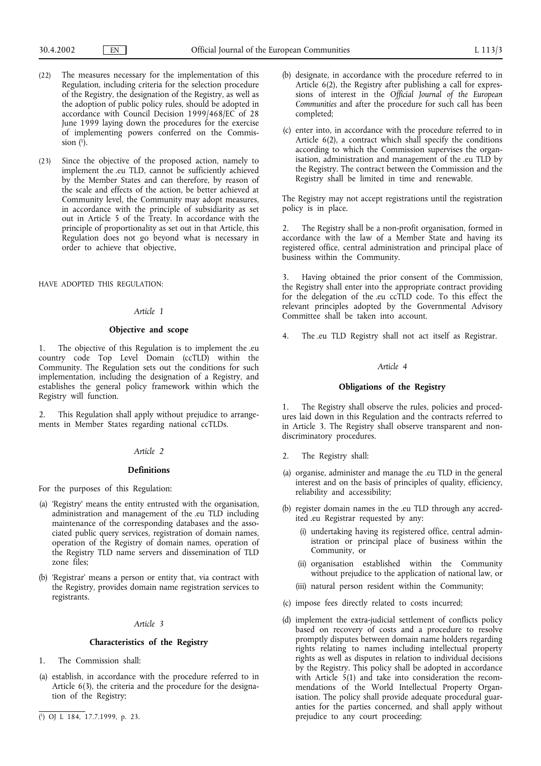(22) The measures necessary for the implementation of this Regulation, including criteria for the selection procedure of the Registry, the designation of the Registry, as well as the adoption of public policy rules, should be adopted in accordance with Council Decision 1999/468/EC of 28 June 1999 laying down the procedures for the exercise of implementing powers conferred on the Commission [1].

(23) Since the objective of the proposed action, namely to implement the .eu TLD, cannot be sufficiently achieved by the Member States and can therefore, by reason of the scale and effects of the action, be better achieved at Community level, the Community may adopt measures, in accordance with the principle of subsidiarity as set out in Article 5 of the Treaty. In accordance with the principle of proportionality as set out in that Article, this Regulation does not go beyond what is necessary in order to achieve that objective,

HAVE ADOPTED THIS REGULATION:

*Article 1*

**Objective and scope**

1. The objective of this Regulation is to implement the .eu country code Top Level Domain (ccTLD) within the Community. The Regulation sets out the conditions for such implementation, including the designation of a Registry, and establishes the general policy framework within which the Registry will function.

2. This Regulation shall apply without prejudice to arrangements in Member States regarding national ccTLDs.

*Article 2*

**Definitions**

For the purposes of this Regulation:

(a) 'Registry' means the entity entrusted with the organisation, administration and management of the .eu TLD including maintenance of the corresponding databases and the associated public query services, registration of domain names, operation of the Registry of domain names, operation of the Registry TLD name servers and dissemination of TLD zone files;

(b) 'Registrar' means a person or entity that, via contract with the Registry, provides domain name registration services to registrants.

*Article 3*

**Characteristics of the Registry**

1. The Commission shall:

(a) establish, in accordance with the procedure referred to in Article 6(3), the criteria and the procedure for the designation of the Registry;

(b) designate, in accordance with the procedure referred to in Article 6(2), the Registry after publishing a call for expressions of interest in the *Official Journal of the European Communities* and after the procedure for such call has been completed;

(c) enter into, in accordance with the procedure referred to in Article 6(2), a contract which shall specify the conditions according to which the Commission supervises the organisation, administration and management of the .eu TLD by the Registry. The contract between the Commission and the Registry shall be limited in time and renewable.

The Registry may not accept registrations until the registration policy is in place.

2. The Registry shall be a non-profit organisation, formed in accordance with the law of a Member State and having its registered office, central administration and principal place of business within the Community.

3. Having obtained the prior consent of the Commission, the Registry shall enter into the appropriate contract providing for the delegation of the .eu ccTLD code. To this effect the relevant principles adopted by the Governmental Advisory Committee shall be taken into account.

4. The .eu TLD Registry shall not act itself as Registrar.

*Article 4*

**Obligations of the Registry**

1. The Registry shall observe the rules, policies and procedures laid down in this Regulation and the contracts referred to in Article 3. The Registry shall observe transparent and non-discriminatory procedures.

2. The Registry shall:

(a) organise, administer and manage the .eu TLD in the general interest and on the basis of principles of quality, efficiency, reliability and accessibility;

(b) register domain names in the .eu TLD through any accredited .eu Registrar requested by any:

   (i) undertaking having its registered office, central administration or principal place of business within the Community, or

   (ii) organisation established within the Community without prejudice to the application of national law, or

   (iii) natural person resident within the Community;

(c) impose fees directly related to costs incurred;

(d) implement the extra-judicial settlement of conflicts policy based on recovery of costs and a procedure to resolve promptly disputes between domain name holders regarding rights relating to names including intellectual property rights as well as disputes in relation to individual decisions by the Registry. This policy shall be adopted in accordance with Article 5(1) and take into consideration the recommendations of the World Intellectual Property Organisation. The policy shall provide adequate procedural guaranties for the parties concerned, and shall apply without prejudice to any court proceeding;

[1] OJ L 184, 17.7.1999, p. 23.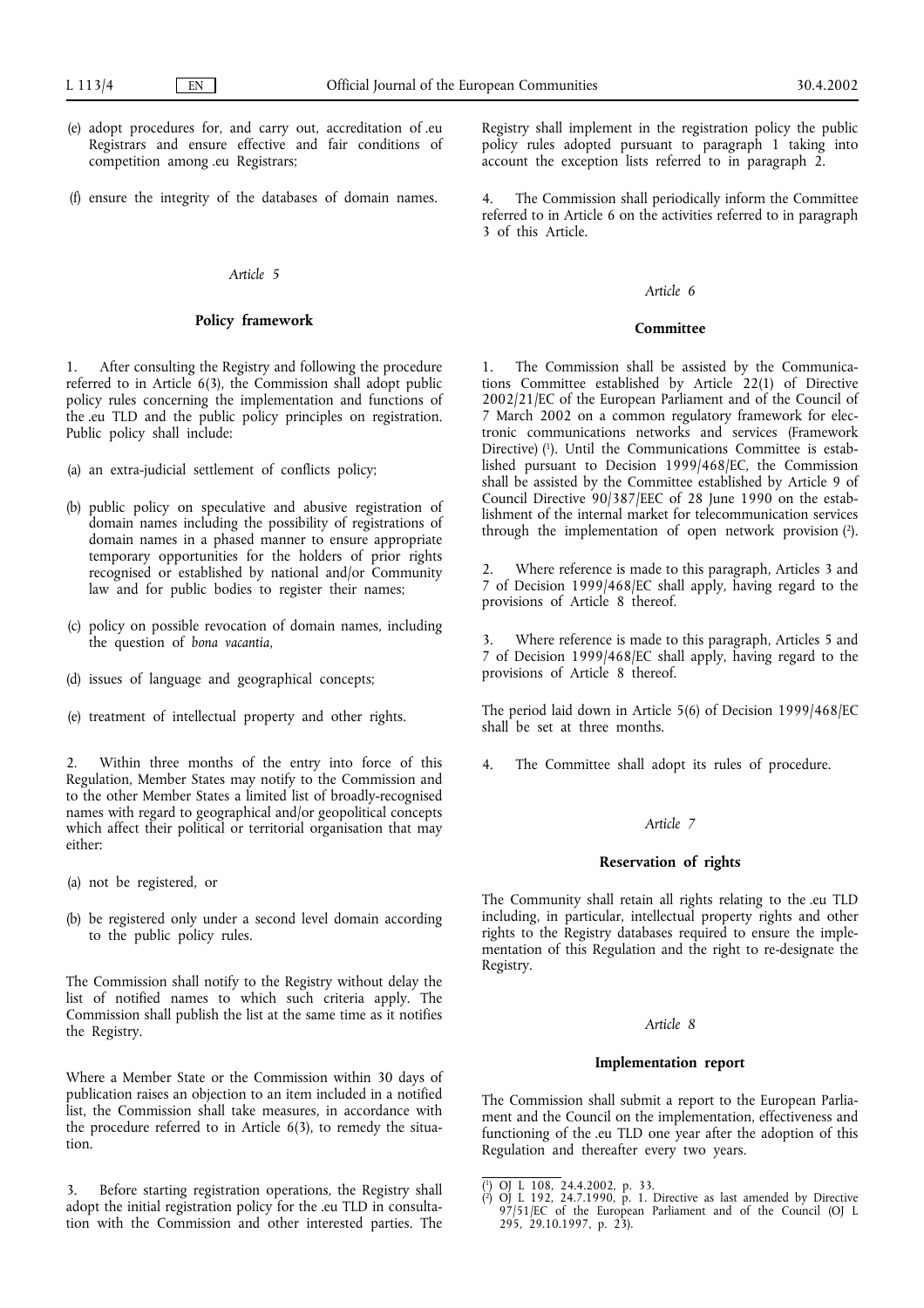(e) adopt procedures for, and carry out, accreditation of .eu Registrars and ensure effective and fair conditions of competition among .eu Registrars;

(f) ensure the integrity of the databases of domain names.

*Article 5*

**Policy framework**

1. After consulting the Registry and following the procedure referred to in Article 6(3), the Commission shall adopt public policy rules concerning the implementation and functions of the .eu TLD and the public policy principles on registration. Public policy shall include:

(a) an extra-judicial settlement of conflicts policy;

(b) public policy on speculative and abusive registration of domain names including the possibility of registrations of domain names in a phased manner to ensure appropriate temporary opportunities for the holders of prior rights recognised or established by national and/or Community law and for public bodies to register their names;

(c) policy on possible revocation of domain names, including the question of *bona vacantia*,

(d) issues of language and geographical concepts;

(e) treatment of intellectual property and other rights.

2. Within three months of the entry into force of this Regulation, Member States may notify to the Commission and to the other Member States a limited list of broadly-recognised names with regard to geographical and/or geopolitical concepts which affect their political or territorial organisation that may either:

(a) not be registered, or

(b) be registered only under a second level domain according to the public policy rules.

The Commission shall notify to the Registry without delay the list of notified names to which such criteria apply. The Commission shall publish the list at the same time as it notifies the Registry.

Where a Member State or the Commission within 30 days of publication raises an objection to an item included in a notified list, the Commission shall take measures, in accordance with the procedure referred to in Article 6(3), to remedy the situation.

3. Before starting registration operations, the Registry shall adopt the initial registration policy for the .eu TLD in consultation with the Commission and other interested parties. The Registry shall implement in the registration policy the public policy rules adopted pursuant to paragraph 1 taking into account the exception lists referred to in paragraph 2.

4. The Commission shall periodically inform the Committee referred to in Article 6 on the activities referred to in paragraph 3 of this Article.

*Article 6*

**Committee**

1. The Commission shall be assisted by the Communications Committee established by Article 22(1) of Directive 2002/21/EC of the European Parliament and of the Council of 7 March 2002 on a common regulatory framework for electronic communications networks and services (Framework Directive) [1]. Until the Communications Committee is established pursuant to Decision 1999/468/EC, the Commission shall be assisted by the Committee established by Article 9 of Council Directive 90/387/EEC of 28 June 1990 on the establishment of the internal market for telecommunication services through the implementation of open network provision [2].

2. Where reference is made to this paragraph, Articles 3 and 7 of Decision 1999/468/EC shall apply, having regard to the provisions of Article 8 thereof.

3. Where reference is made to this paragraph, Articles 5 and 7 of Decision 1999/468/EC shall apply, having regard to the provisions of Article 8 thereof.

The period laid down in Article 5(6) of Decision 1999/468/EC shall be set at three months.

4. The Committee shall adopt its rules of procedure.

*Article 7*

**Reservation of rights**

The Community shall retain all rights relating to the .eu TLD including, in particular, intellectual property rights and other rights to the Registry databases required to ensure the implementation of this Regulation and the right to re-designate the Registry.

*Article 8*

**Implementation report**

The Commission shall submit a report to the European Parliament and the Council on the implementation, effectiveness and functioning of the .eu TLD one year after the adoption of this Regulation and thereafter every two years.

---

[1] OJ L 108, 24.4.2002, p. 33.

[2] OJ L 192, 24.7.1990, p. 1. Directive as last amended by Directive 97/51/EC of the European Parliament and of the Council (OJ L 295, 29.10.1997, p. 23).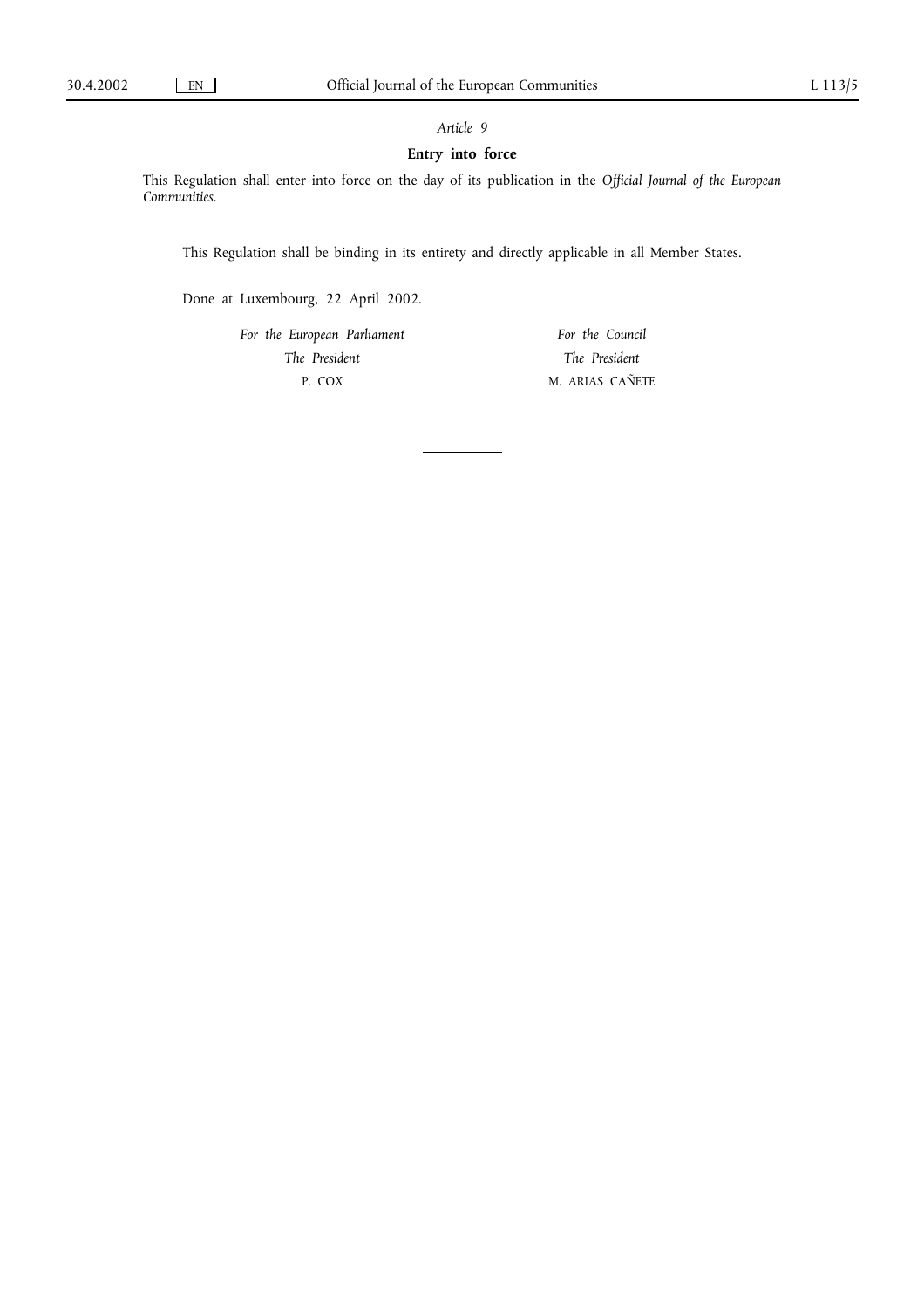*Article 9*

**Entry into force**

This Regulation shall enter into force on the day of its publication in the *Official Journal of the European Communities*.

This Regulation shall be binding in its entirety and directly applicable in all Member States.

Done at Luxembourg, 22 April 2002.

| | |
|---|---|
| *For the European Parliament* | *For the Council* |
| *The President* | *The President* |
| P. COX | M. ARIAS CAÑETE |